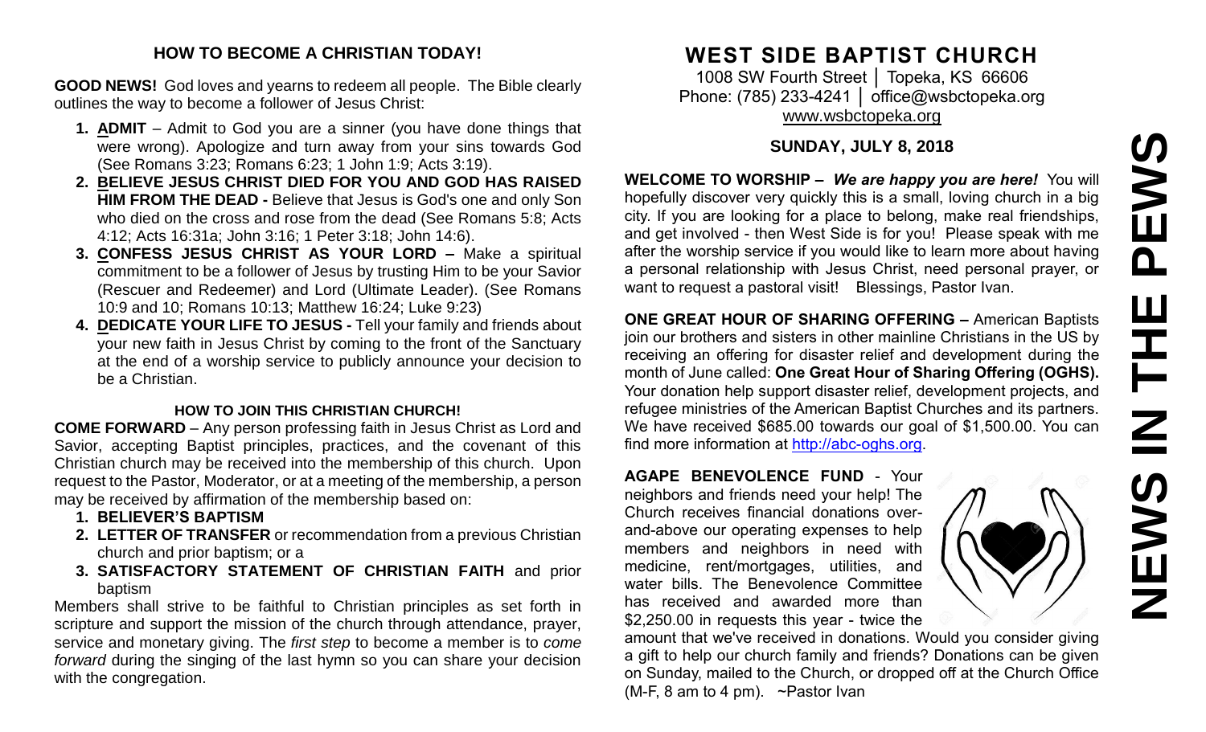## HOW TO BECOME A CHRISTIAN TODAY!

**GOOD NEWS!** God loves and yearns to redeem all people. The Bible clearly outlines the way to become a follower of Jesus Christ:

1. **ADMIT** – Admit to God you are a sinner (you have done things that were wrong). Apologize and turn away from your sins towards God (See Romans 3:23; Romans 6:23; 1 John 1:9; Acts 3:19).
2. **BELIEVE JESUS CHRIST DIED FOR YOU AND GOD HAS RAISED HIM FROM THE DEAD -** Believe that Jesus is God's one and only Son who died on the cross and rose from the dead (See Romans 5:8; Acts 4:12; Acts 16:31a; John 3:16; 1 Peter 3:18; John 14:6).
3. **CONFESS JESUS CHRIST AS YOUR LORD –** Make a spiritual commitment to be a follower of Jesus by trusting Him to be your Savior (Rescuer and Redeemer) and Lord (Ultimate Leader). (See Romans 10:9 and 10; Romans 10:13; Matthew 16:24; Luke 9:23)
4. **DEDICATE YOUR LIFE TO JESUS -** Tell your family and friends about your new faith in Jesus Christ by coming to the front of the Sanctuary at the end of a worship service to publicly announce your decision to be a Christian.

### HOW TO JOIN THIS CHRISTIAN CHURCH!

**COME FORWARD** – Any person professing faith in Jesus Christ as Lord and Savior, accepting Baptist principles, practices, and the covenant of this Christian church may be received into the membership of this church. Upon request to the Pastor, Moderator, or at a meeting of the membership, a person may be received by affirmation of the membership based on:

1. **BELIEVER'S BAPTISM**
2. **LETTER OF TRANSFER** or recommendation from a previous Christian church and prior baptism; or a
3. **SATISFACTORY STATEMENT OF CHRISTIAN FAITH** and prior baptism

Members shall strive to be faithful to Christian principles as set forth in scripture and support the mission of the church through attendance, prayer, service and monetary giving. The *first step* to become a member is to *come forward* during the singing of the last hymn so you can share your decision with the congregation.

# WEST SIDE BAPTIST CHURCH

1008 SW Fourth Street │ Topeka, KS 66606
Phone: (785) 233-4241 │ office@wsbctopeka.org
www.wsbctopeka.org

### SUNDAY, JULY 8, 2018

# NEWS IN THE PEWS

**WELCOME TO WORSHIP –** ***We are happy you are here!*** You will hopefully discover very quickly this is a small, loving church in a big city. If you are looking for a place to belong, make real friendships, and get involved - then West Side is for you! Please speak with me after the worship service if you would like to learn more about having a personal relationship with Jesus Christ, need personal prayer, or want to request a pastoral visit! Blessings, Pastor Ivan.

**ONE GREAT HOUR OF SHARING OFFERING –** American Baptists join our brothers and sisters in other mainline Christians in the US by receiving an offering for disaster relief and development during the month of June called: **One Great Hour of Sharing Offering (OGHS).** Your donation help support disaster relief, development projects, and refugee ministries of the American Baptist Churches and its partners. We have received $685.00 towards our goal of $1,500.00. You can find more information at http://abc-oghs.org.

**AGAPE BENEVOLENCE FUND** - Your neighbors and friends need your help! The Church receives financial donations over-and-above our operating expenses to help members and neighbors in need with medicine, rent/mortgages, utilities, and water bills. The Benevolence Committee has received and awarded more than $2,250.00 in requests this year - twice the amount that we've received in donations. Would you consider giving a gift to help our church family and friends? Donations can be given on Sunday, mailed to the Church, or dropped off at the Church Office (M-F, 8 am to 4 pm). ~Pastor Ivan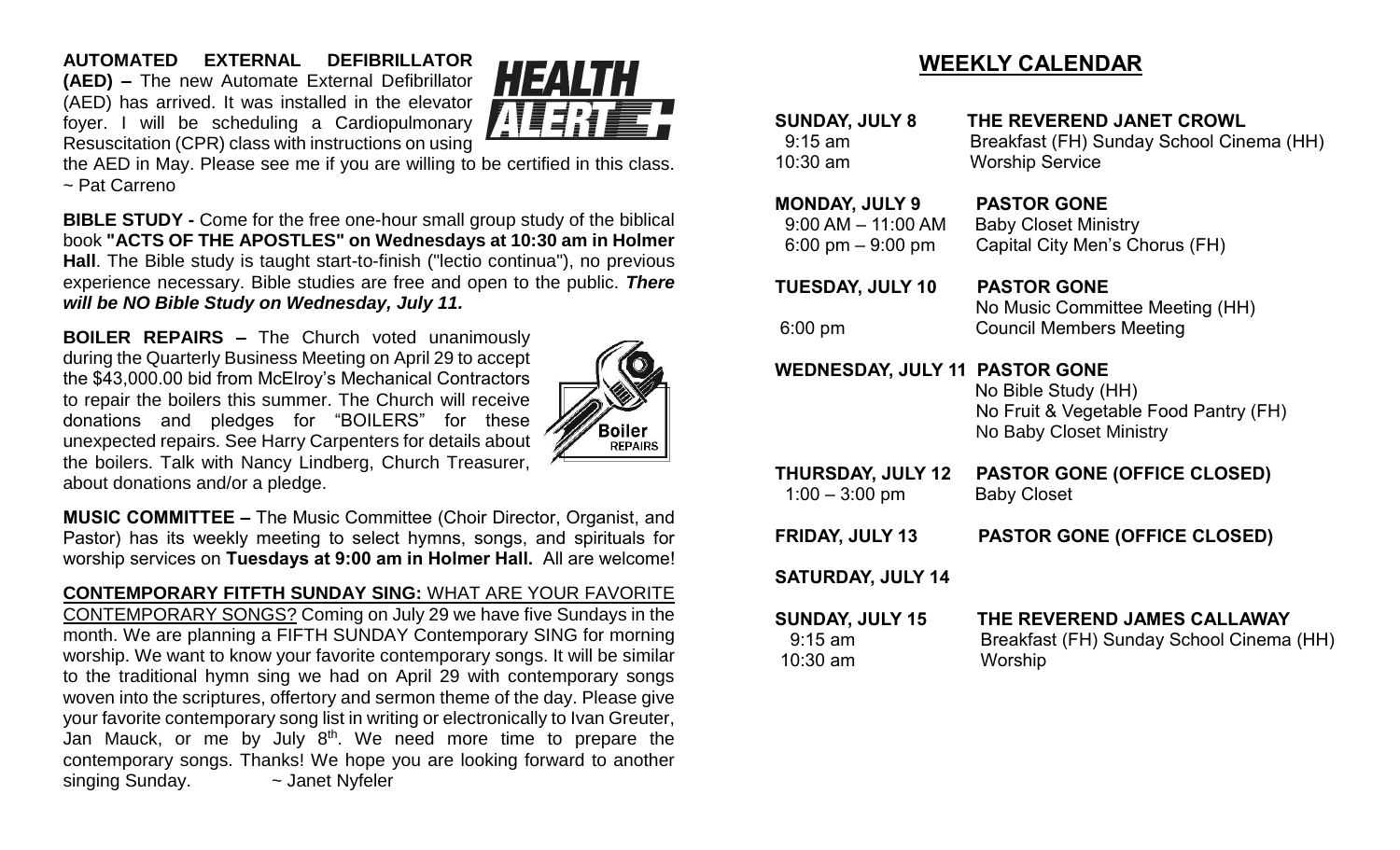**AUTOMATED EXTERNAL DEFIBRILLATOR (AED) –** The new Automate External Defibrillator (AED) has arrived. It was installed in the elevator foyer. I will be scheduling a Cardiopulmonary Resuscitation (CPR) class with instructions on using the AED in May. Please see me if you are willing to be certified in this class. ~ Pat Carreno

**BIBLE STUDY -** Come for the free one-hour small group study of the biblical book **"ACTS OF THE APOSTLES" on Wednesdays at 10:30 am in Holmer Hall**. The Bible study is taught start-to-finish ("lectio continua"), no previous experience necessary. Bible studies are free and open to the public. ***There will be NO Bible Study on Wednesday, July 11.***

**BOILER REPAIRS –** The Church voted unanimously during the Quarterly Business Meeting on April 29 to accept the $43,000.00 bid from McElroy's Mechanical Contractors to repair the boilers this summer. The Church will receive donations and pledges for "BOILERS" for these unexpected repairs. See Harry Carpenters for details about the boilers. Talk with Nancy Lindberg, Church Treasurer, about donations and/or a pledge.

**MUSIC COMMITTEE –** The Music Committee (Choir Director, Organist, and Pastor) has its weekly meeting to select hymns, songs, and spirituals for worship services on **Tuesdays at 9:00 am in Holmer Hall.** All are welcome!

**CONTEMPORARY FITFTH SUNDAY SING:** WHAT ARE YOUR FAVORITE CONTEMPORARY SONGS? Coming on July 29 we have five Sundays in the month. We are planning a FIFTH SUNDAY Contemporary SING for morning worship. We want to know your favorite contemporary songs. It will be similar to the traditional hymn sing we had on April 29 with contemporary songs woven into the scriptures, offertory and sermon theme of the day. Please give your favorite contemporary song list in writing or electronically to Ivan Greuter, Jan Mauck, or me by July 8th. We need more time to prepare the contemporary songs. Thanks! We hope you are looking forward to another singing Sunday. ~ Janet Nyfeler

## WEEKLY CALENDAR

**SUNDAY, JULY 8** — **THE REVEREND JANET CROWL**
- 9:15 am — Breakfast (FH) Sunday School Cinema (HH)
- 10:30 am — Worship Service

**MONDAY, JULY 9** — **PASTOR GONE**
- 9:00 AM – 11:00 AM — Baby Closet Ministry
- 6:00 pm – 9:00 pm — Capital City Men's Chorus (FH)

**TUESDAY, JULY 10** — **PASTOR GONE**
- No Music Committee Meeting (HH)
- 6:00 pm — Council Members Meeting

**WEDNESDAY, JULY 11** — **PASTOR GONE**
- No Bible Study (HH)
- No Fruit & Vegetable Food Pantry (FH)
- No Baby Closet Ministry

**THURSDAY, JULY 12** — **PASTOR GONE (OFFICE CLOSED)**
- 1:00 – 3:00 pm — Baby Closet

**FRIDAY, JULY 13** — **PASTOR GONE (OFFICE CLOSED)**

**SATURDAY, JULY 14**

**SUNDAY, JULY 15** — **THE REVEREND JAMES CALLAWAY**
- 9:15 am — Breakfast (FH) Sunday School Cinema (HH)
- 10:30 am — Worship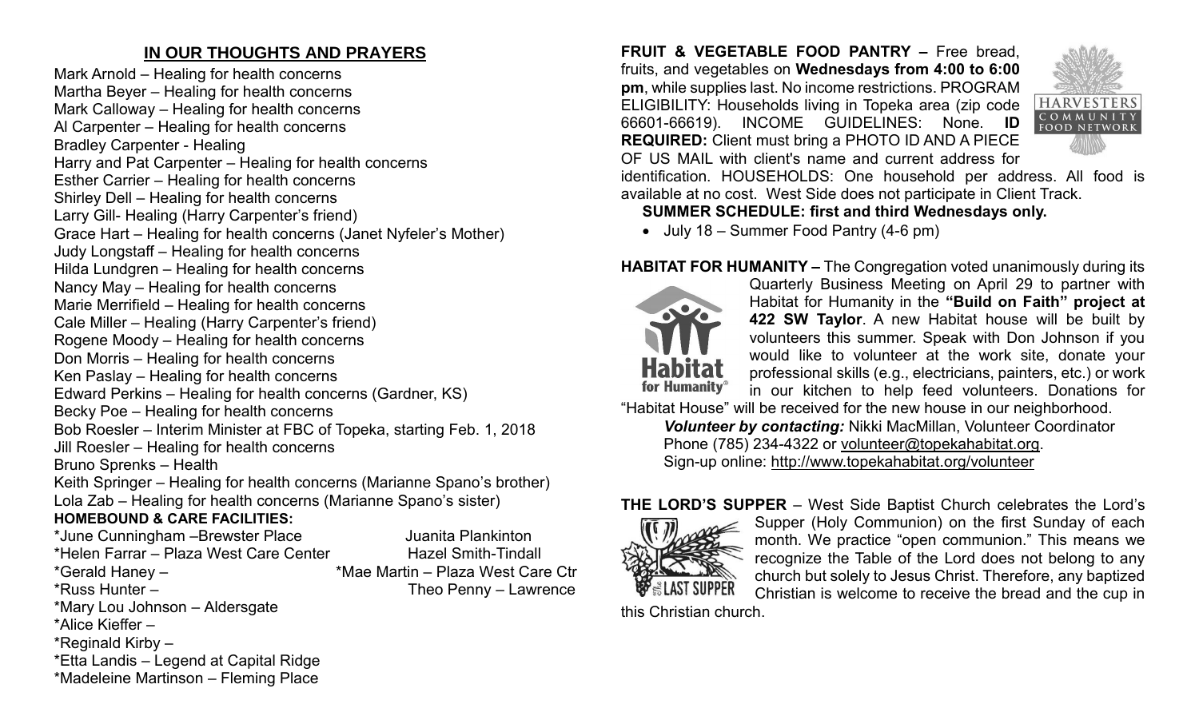## IN OUR THOUGHTS AND PRAYERS

Mark Arnold – Healing for health concerns
Martha Beyer – Healing for health concerns
Mark Calloway – Healing for health concerns
Al Carpenter – Healing for health concerns
Bradley Carpenter - Healing
Harry and Pat Carpenter – Healing for health concerns
Esther Carrier – Healing for health concerns
Shirley Dell – Healing for health concerns
Larry Gill- Healing (Harry Carpenter's friend)
Grace Hart – Healing for health concerns (Janet Nyfeler's Mother)
Judy Longstaff – Healing for health concerns
Hilda Lundgren – Healing for health concerns
Nancy May – Healing for health concerns
Marie Merrifield – Healing for health concerns
Cale Miller – Healing (Harry Carpenter's friend)
Rogene Moody – Healing for health concerns
Don Morris – Healing for health concerns
Ken Paslay – Healing for health concerns
Edward Perkins – Healing for health concerns (Gardner, KS)
Becky Poe – Healing for health concerns
Bob Roesler – Interim Minister at FBC of Topeka, starting Feb. 1, 2018
Jill Roesler – Healing for health concerns
Bruno Sprenks – Health
Keith Springer – Healing for health concerns (Marianne Spano's brother)
Lola Zab – Healing for health concerns (Marianne Spano's sister)

**HOMEBOUND & CARE FACILITIES:**

*June Cunningham –Brewster Place
*Helen Farrar – Plaza West Care Center
*Gerald Haney –
*Russ Hunter –
*Mary Lou Johnson – Aldersgate
*Alice Kieffer –
*Reginald Kirby –
*Etta Landis – Legend at Capital Ridge
*Madeleine Martinson – Fleming Place
Juanita Plankinton
Hazel Smith-Tindall
*Mae Martin – Plaza West Care Ctr
Theo Penny – Lawrence

**FRUIT & VEGETABLE FOOD PANTRY –** Free bread, fruits, and vegetables on **Wednesdays from 4:00 to 6:00 pm**, while supplies last. No income restrictions. PROGRAM ELIGIBILITY: Households living in Topeka area (zip code 66601-66619). INCOME GUIDELINES: None. **ID REQUIRED:** Client must bring a PHOTO ID AND A PIECE OF US MAIL with client's name and current address for identification. HOUSEHOLDS: One household per address. All food is available at no cost. West Side does not participate in Client Track.

**SUMMER SCHEDULE: first and third Wednesdays only.**

- July 18 – Summer Food Pantry (4-6 pm)

**HABITAT FOR HUMANITY –** The Congregation voted unanimously during its Quarterly Business Meeting on April 29 to partner with Habitat for Humanity in the **"Build on Faith" project at 422 SW Taylor**. A new Habitat house will be built by volunteers this summer. Speak with Don Johnson if you would like to volunteer at the work site, donate your professional skills (e.g., electricians, painters, etc.) or work in our kitchen to help feed volunteers. Donations for "Habitat House" will be received for the new house in our neighborhood.

***Volunteer by contacting:*** Nikki MacMillan, Volunteer Coordinator
Phone (785) 234-4322 or volunteer@topekahabitat.org.
Sign-up online: http://www.topekahabitat.org/volunteer

**THE LORD'S SUPPER** – West Side Baptist Church celebrates the Lord's Supper (Holy Communion) on the first Sunday of each month. We practice "open communion." This means we recognize the Table of the Lord does not belong to any church but solely to Jesus Christ. Therefore, any baptized Christian is welcome to receive the bread and the cup in this Christian church.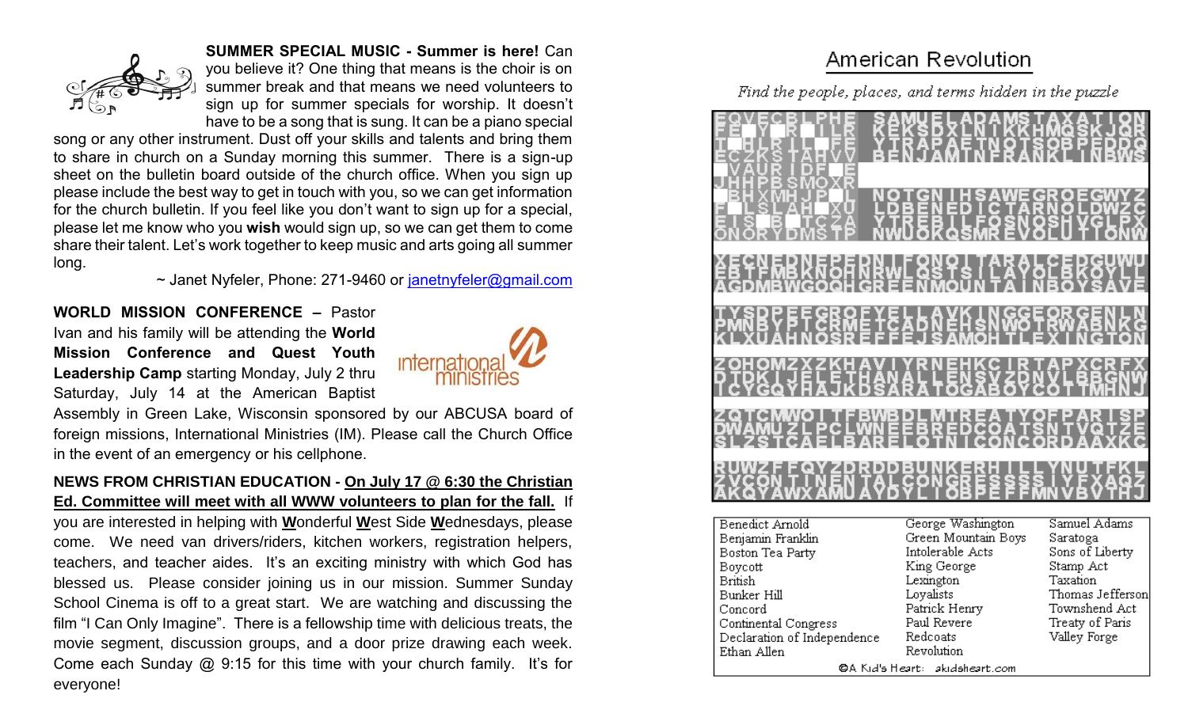**SUMMER SPECIAL MUSIC - Summer is here!** Can you believe it? One thing that means is the choir is on summer break and that means we need volunteers to sign up for summer specials for worship. It doesn't have to be a song that is sung. It can be a piano special song or any other instrument. Dust off your skills and talents and bring them to share in church on a Sunday morning this summer. There is a sign-up sheet on the bulletin board outside of the church office. When you sign up please include the best way to get in touch with you, so we can get information for the church bulletin. If you feel like you don't want to sign up for a special, please let me know who you **wish** would sign up, so we can get them to come share their talent. Let's work together to keep music and arts going all summer long.

~ Janet Nyfeler, Phone: 271-9460 or janetnyfeler@gmail.com

**WORLD MISSION CONFERENCE –** Pastor Ivan and his family will be attending the **World Mission Conference and Quest Youth Leadership Camp** starting Monday, July 2 thru Saturday, July 14 at the American Baptist Assembly in Green Lake, Wisconsin sponsored by our ABCUSA board of foreign missions, International Ministries (IM). Please call the Church Office in the event of an emergency or his cellphone.

**NEWS FROM CHRISTIAN EDUCATION - On July 17 @ 6:30 the Christian Ed. Committee will meet with all WWW volunteers to plan for the fall.** If you are interested in helping with **W**onderful **W**est Side **W**ednesdays, please come. We need van drivers/riders, kitchen workers, registration helpers, teachers, and teacher aides. It's an exciting ministry with which God has blessed us. Please consider joining us in our mission. Summer Sunday School Cinema is off to a great start. We are watching and discussing the film "I Can Only Imagine". There is a fellowship time with delicious treats, the movie segment, discussion groups, and a door prize drawing each week. Come each Sunday @ 9:15 for this time with your church family. It's for everyone!

# American Revolution

*Find the people, places, and terms hidden in the puzzle*

| | | |
|---|---|---|
| Benedict Arnold | George Washington | Samuel Adams |
| Benjamin Franklin | Green Mountain Boys | Saratoga |
| Boston Tea Party | Intolerable Acts | Sons of Liberty |
| Boycott | King George | Stamp Act |
| British | Lexington | Taxation |
| Bunker Hill | Loyalists | Thomas Jefferson |
| Concord | Patrick Henry | Townshend Act |
| Continental Congress | Paul Revere | Treaty of Paris |
| Declaration of Independence | Redcoats | Valley Forge |
| Ethan Allen | Revolution | |

©A Kid's Heart: akidsheart.com